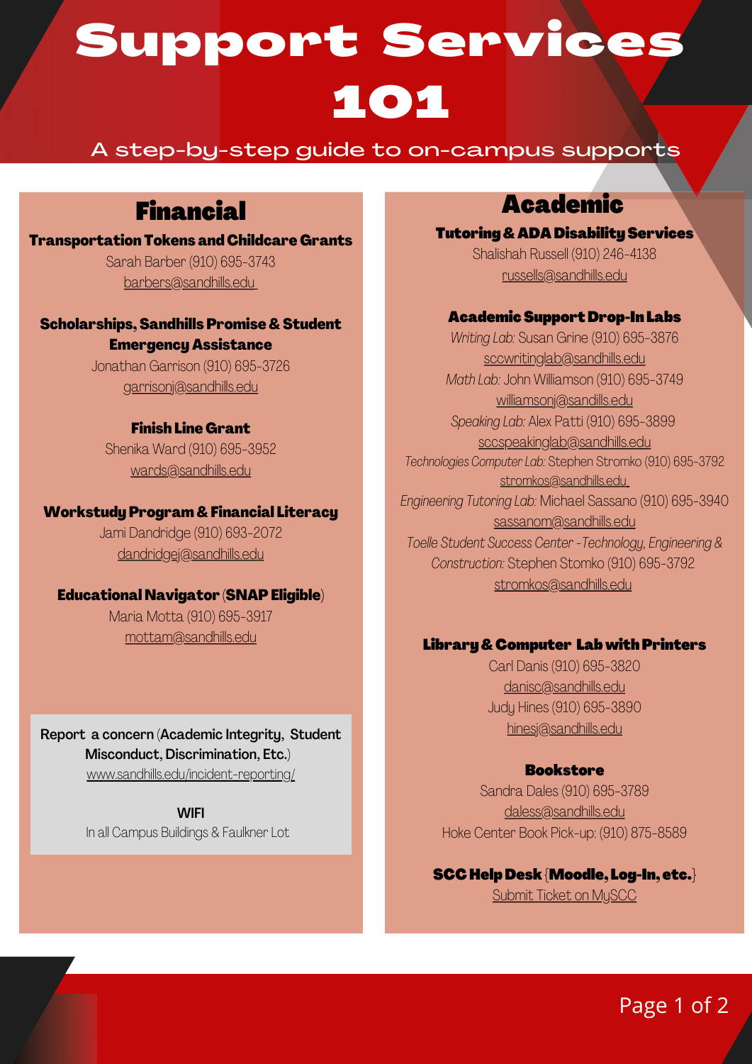# Support Services 101

A step-by-step guide to on-campus supports

## Financial

### Transportation Tokens and Childcare Grants

Sarah Barber (910) 695-3743
barbers@sandhills.edu

### Scholarships, Sandhills Promise & Student Emergency Assistance

Jonathan Garrison (910) 695-3726
garrisonj@sandhills.edu

### Finish Line Grant

Shenika Ward (910) 695-3952
wards@sandhills.edu

### Workstudy Program & Financial Literacy

Jami Dandridge (910) 693-2072
dandridgej@sandhills.edu

### Educational Navigator (SNAP Eligible)

Maria Motta (910) 695-3917
mottam@sandhills.edu

Report a concern (Academic Integrity, Student Misconduct, Discrimination, Etc.)
www.sandhills.edu/incident-reporting/

**WIFI**
In all Campus Buildings & Faulkner Lot

## Academic

### Tutoring & ADA Disability Services

Shalishah Russell (910) 246-4138
russells@sandhills.edu

### Academic Support Drop-In Labs

*Writing Lab:* Susan Grine (910) 695-3876
sccwritinglab@sandhills.edu
*Math Lab:* John Williamson (910) 695-3749
williamsonj@sandills.edu
*Speaking Lab:* Alex Patti (910) 695-3899
sccspeakinglab@sandhills.edu
*Technologies Computer Lab:* Stephen Stromko (910) 695-3792
stromkos@sandhills.edu
*Engineering Tutoring Lab:* Michael Sassano (910) 695-3940
sassanom@sandhills.edu
*Toelle Student Success Center -Technology, Engineering & Construction:* Stephen Stomko (910) 695-3792
stromkos@sandhills.edu

### Library & Computer Lab with Printers

Carl Danis (910) 695-3820
danisc@sandhills.edu
Judy Hines (910) 695-3890
hinesj@sandhills.edu

### Bookstore

Sandra Dales (910) 695-3789
daless@sandhills.edu
Hoke Center Book Pick-up: (910) 875-8589

### SCC Help Desk {Moodle, Log-In, etc.}

Submit Ticket on MySCC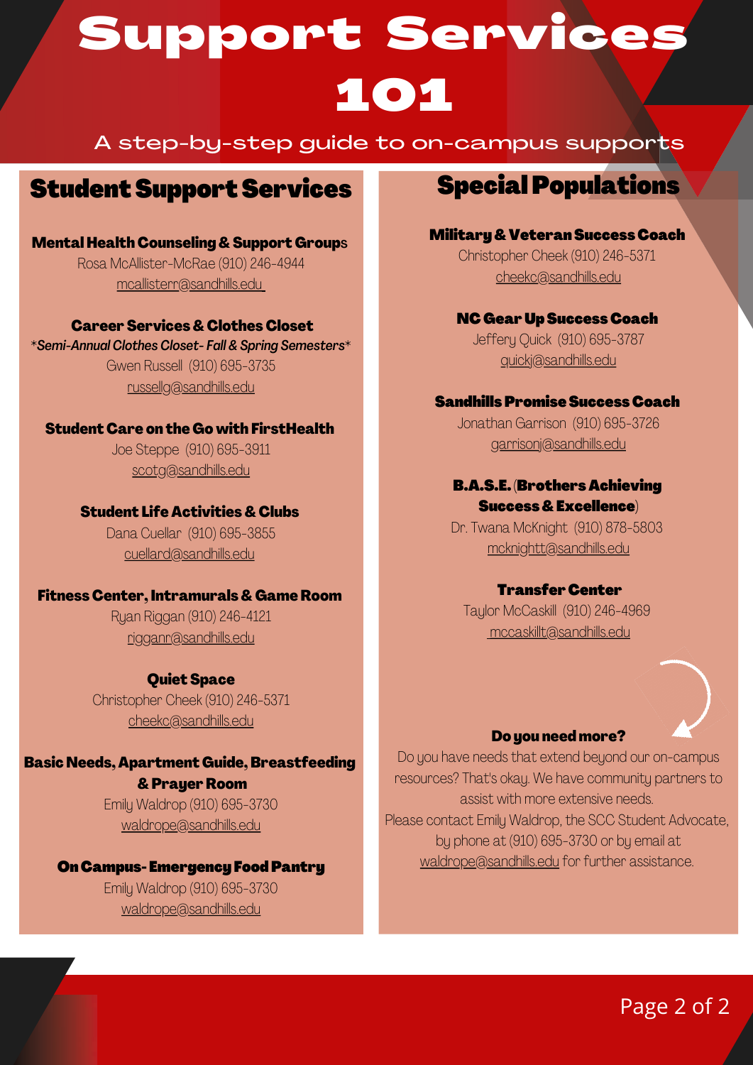# Support Services 101

A step-by-step guide to on-campus supports

## Student Support Services

**Mental Health Counseling & Support Groups**
Rosa McAllister-McRae (910) 246-4944
mcallisterr@sandhills.edu

**Career Services & Clothes Closet**
*\*Semi-Annual Clothes Closet- Fall & Spring Semesters\**
Gwen Russell (910) 695-3735
russellg@sandhills.edu

**Student Care on the Go with FirstHealth**
Joe Steppe (910) 695-3911
scotg@sandhills.edu

**Student Life Activities & Clubs**
Dana Cuellar (910) 695-3855
cuellard@sandhills.edu

**Fitness Center, Intramurals & Game Room**
Ryan Riggan (910) 246-4121
rigganr@sandhills.edu

**Quiet Space**
Christopher Cheek (910) 246-5371
cheekc@sandhills.edu

**Basic Needs, Apartment Guide, Breastfeeding & Prayer Room**
Emily Waldrop (910) 695-3730
waldrope@sandhills.edu

**On Campus- Emergency Food Pantry**
Emily Waldrop (910) 695-3730
waldrope@sandhills.edu

## Special Populations

**Military & Veteran Success Coach**
Christopher Cheek (910) 246-5371
cheekc@sandhills.edu

**NC Gear Up Success Coach**
Jeffery Quick (910) 695-3787
quickj@sandhills.edu

**Sandhills Promise Success Coach**
Jonathan Garrison (910) 695-3726
garrisonj@sandhills.edu

**B.A.S.E. (Brothers Achieving Success & Excellence)**
Dr. Twana McKnight (910) 878-5803
mcknightt@sandhills.edu

**Transfer Center**
Taylor McCaskill (910) 246-4969
mccaskillt@sandhills.edu

**Do you need more?**
Do you have needs that extend beyond our on-campus resources? That's okay. We have community partners to assist with more extensive needs.
Please contact Emily Waldrop, the SCC Student Advocate, by phone at (910) 695-3730 or by email at waldrope@sandhills.edu for further assistance.